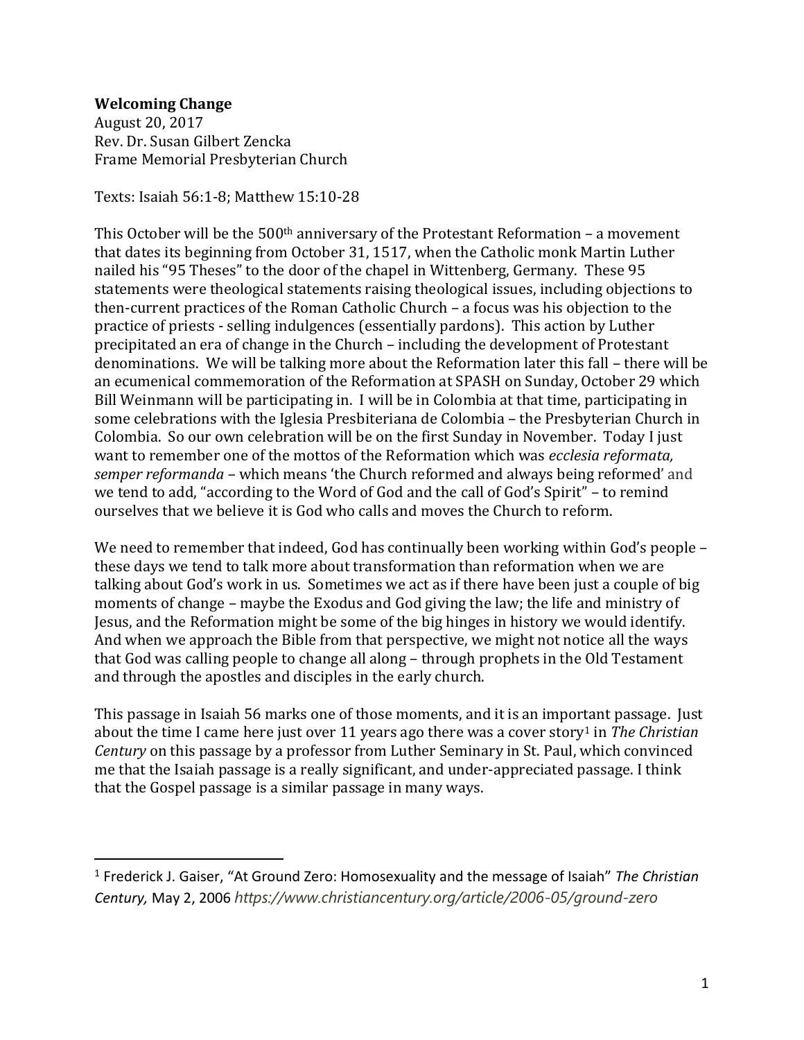**Welcoming Change**
August 20, 2017
Rev. Dr. Susan Gilbert Zencka
Frame Memorial Presbyterian Church

Texts: Isaiah 56:1-8; Matthew 15:10-28

This October will be the 500th anniversary of the Protestant Reformation – a movement that dates its beginning from October 31, 1517, when the Catholic monk Martin Luther nailed his "95 Theses" to the door of the chapel in Wittenberg, Germany. These 95 statements were theological statements raising theological issues, including objections to then-current practices of the Roman Catholic Church – a focus was his objection to the practice of priests - selling indulgences (essentially pardons). This action by Luther precipitated an era of change in the Church – including the development of Protestant denominations. We will be talking more about the Reformation later this fall – there will be an ecumenical commemoration of the Reformation at SPASH on Sunday, October 29 which Bill Weinmann will be participating in. I will be in Colombia at that time, participating in some celebrations with the Iglesia Presbiteriana de Colombia – the Presbyterian Church in Colombia. So our own celebration will be on the first Sunday in November. Today I just want to remember one of the mottos of the Reformation which was *ecclesia reformata, semper reformanda* – which means 'the Church reformed and always being reformed' and we tend to add, "according to the Word of God and the call of God's Spirit" – to remind ourselves that we believe it is God who calls and moves the Church to reform.

We need to remember that indeed, God has continually been working within God's people – these days we tend to talk more about transformation than reformation when we are talking about God's work in us. Sometimes we act as if there have been just a couple of big moments of change – maybe the Exodus and God giving the law; the life and ministry of Jesus, and the Reformation might be some of the big hinges in history we would identify. And when we approach the Bible from that perspective, we might not notice all the ways that God was calling people to change all along – through prophets in the Old Testament and through the apostles and disciples in the early church.

This passage in Isaiah 56 marks one of those moments, and it is an important passage. Just about the time I came here just over 11 years ago there was a cover story[1] in *The Christian Century* on this passage by a professor from Luther Seminary in St. Paul, which convinced me that the Isaiah passage is a really significant, and under-appreciated passage. I think that the Gospel passage is a similar passage in many ways.

---

[1] Frederick J. Gaiser, "At Ground Zero: Homosexuality and the message of Isaiah" *The Christian Century,* May 2, 2006 *https://www.christiancentury.org/article/2006-05/ground-zero*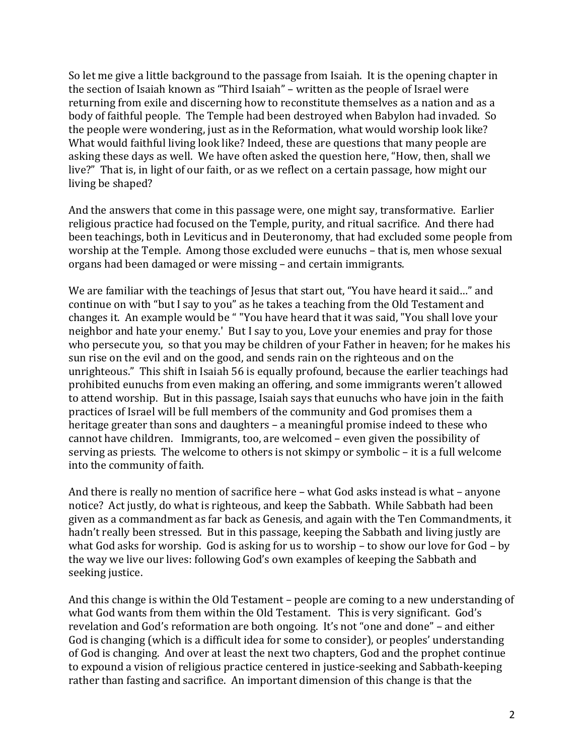So let me give a little background to the passage from Isaiah. It is the opening chapter in the section of Isaiah known as "Third Isaiah" – written as the people of Israel were returning from exile and discerning how to reconstitute themselves as a nation and as a body of faithful people. The Temple had been destroyed when Babylon had invaded. So the people were wondering, just as in the Reformation, what would worship look like? What would faithful living look like? Indeed, these are questions that many people are asking these days as well. We have often asked the question here, "How, then, shall we live?" That is, in light of our faith, or as we reflect on a certain passage, how might our living be shaped?

And the answers that come in this passage were, one might say, transformative. Earlier religious practice had focused on the Temple, purity, and ritual sacrifice. And there had been teachings, both in Leviticus and in Deuteronomy, that had excluded some people from worship at the Temple. Among those excluded were eunuchs – that is, men whose sexual organs had been damaged or were missing – and certain immigrants.

We are familiar with the teachings of Jesus that start out, "You have heard it said…" and continue on with "but I say to you" as he takes a teaching from the Old Testament and changes it. An example would be " "You have heard that it was said, "You shall love your neighbor and hate your enemy.' But I say to you, Love your enemies and pray for those who persecute you, so that you may be children of your Father in heaven; for he makes his sun rise on the evil and on the good, and sends rain on the righteous and on the unrighteous." This shift in Isaiah 56 is equally profound, because the earlier teachings had prohibited eunuchs from even making an offering, and some immigrants weren't allowed to attend worship. But in this passage, Isaiah says that eunuchs who have join in the faith practices of Israel will be full members of the community and God promises them a heritage greater than sons and daughters – a meaningful promise indeed to these who cannot have children. Immigrants, too, are welcomed – even given the possibility of serving as priests. The welcome to others is not skimpy or symbolic – it is a full welcome into the community of faith.

And there is really no mention of sacrifice here – what God asks instead is what – anyone notice? Act justly, do what is righteous, and keep the Sabbath. While Sabbath had been given as a commandment as far back as Genesis, and again with the Ten Commandments, it hadn't really been stressed. But in this passage, keeping the Sabbath and living justly are what God asks for worship. God is asking for us to worship – to show our love for God – by the way we live our lives: following God's own examples of keeping the Sabbath and seeking justice.

And this change is within the Old Testament – people are coming to a new understanding of what God wants from them within the Old Testament. This is very significant. God's revelation and God's reformation are both ongoing. It's not "one and done" – and either God is changing (which is a difficult idea for some to consider), or peoples' understanding of God is changing. And over at least the next two chapters, God and the prophet continue to expound a vision of religious practice centered in justice-seeking and Sabbath-keeping rather than fasting and sacrifice. An important dimension of this change is that the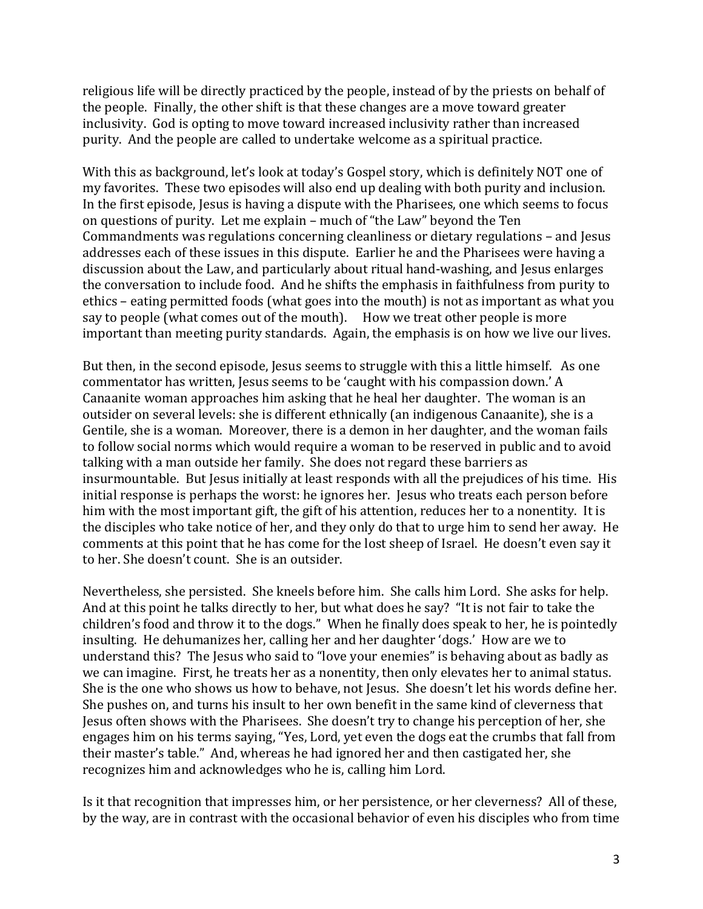religious life will be directly practiced by the people, instead of by the priests on behalf of the people. Finally, the other shift is that these changes are a move toward greater inclusivity. God is opting to move toward increased inclusivity rather than increased purity. And the people are called to undertake welcome as a spiritual practice.

With this as background, let's look at today's Gospel story, which is definitely NOT one of my favorites. These two episodes will also end up dealing with both purity and inclusion. In the first episode, Jesus is having a dispute with the Pharisees, one which seems to focus on questions of purity. Let me explain – much of "the Law" beyond the Ten Commandments was regulations concerning cleanliness or dietary regulations – and Jesus addresses each of these issues in this dispute. Earlier he and the Pharisees were having a discussion about the Law, and particularly about ritual hand-washing, and Jesus enlarges the conversation to include food. And he shifts the emphasis in faithfulness from purity to ethics – eating permitted foods (what goes into the mouth) is not as important as what you say to people (what comes out of the mouth). How we treat other people is more important than meeting purity standards. Again, the emphasis is on how we live our lives.

But then, in the second episode, Jesus seems to struggle with this a little himself. As one commentator has written, Jesus seems to be 'caught with his compassion down.' A Canaanite woman approaches him asking that he heal her daughter. The woman is an outsider on several levels: she is different ethnically (an indigenous Canaanite), she is a Gentile, she is a woman. Moreover, there is a demon in her daughter, and the woman fails to follow social norms which would require a woman to be reserved in public and to avoid talking with a man outside her family. She does not regard these barriers as insurmountable. But Jesus initially at least responds with all the prejudices of his time. His initial response is perhaps the worst: he ignores her. Jesus who treats each person before him with the most important gift, the gift of his attention, reduces her to a nonentity. It is the disciples who take notice of her, and they only do that to urge him to send her away. He comments at this point that he has come for the lost sheep of Israel. He doesn't even say it to her. She doesn't count. She is an outsider.

Nevertheless, she persisted. She kneels before him. She calls him Lord. She asks for help. And at this point he talks directly to her, but what does he say? "It is not fair to take the children's food and throw it to the dogs." When he finally does speak to her, he is pointedly insulting. He dehumanizes her, calling her and her daughter 'dogs.' How are we to understand this? The Jesus who said to "love your enemies" is behaving about as badly as we can imagine. First, he treats her as a nonentity, then only elevates her to animal status. She is the one who shows us how to behave, not Jesus. She doesn't let his words define her. She pushes on, and turns his insult to her own benefit in the same kind of cleverness that Jesus often shows with the Pharisees. She doesn't try to change his perception of her, she engages him on his terms saying, "Yes, Lord, yet even the dogs eat the crumbs that fall from their master's table." And, whereas he had ignored her and then castigated her, she recognizes him and acknowledges who he is, calling him Lord.

Is it that recognition that impresses him, or her persistence, or her cleverness? All of these, by the way, are in contrast with the occasional behavior of even his disciples who from time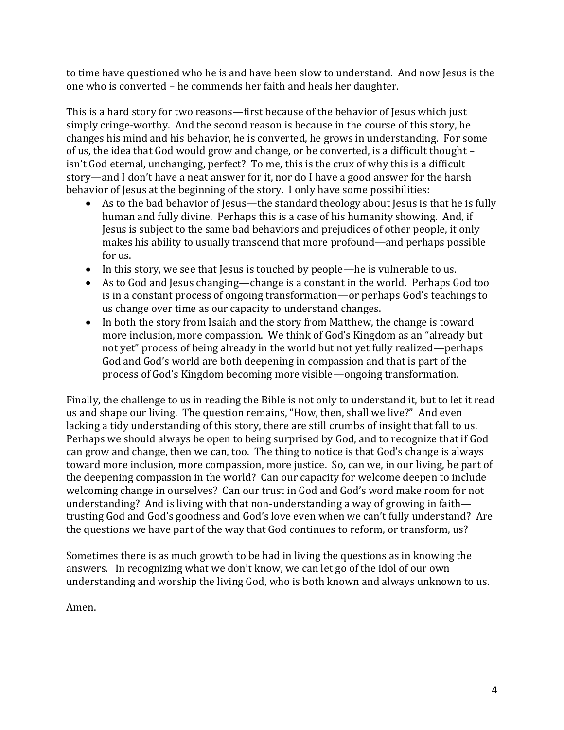to time have questioned who he is and have been slow to understand. And now Jesus is the one who is converted – he commends her faith and heals her daughter.

This is a hard story for two reasons—first because of the behavior of Jesus which just simply cringe-worthy. And the second reason is because in the course of this story, he changes his mind and his behavior, he is converted, he grows in understanding. For some of us, the idea that God would grow and change, or be converted, is a difficult thought – isn't God eternal, unchanging, perfect? To me, this is the crux of why this is a difficult story—and I don't have a neat answer for it, nor do I have a good answer for the harsh behavior of Jesus at the beginning of the story. I only have some possibilities:

- As to the bad behavior of Jesus—the standard theology about Jesus is that he is fully human and fully divine. Perhaps this is a case of his humanity showing. And, if Jesus is subject to the same bad behaviors and prejudices of other people, it only makes his ability to usually transcend that more profound—and perhaps possible for us.
- In this story, we see that Jesus is touched by people—he is vulnerable to us.
- As to God and Jesus changing—change is a constant in the world. Perhaps God too is in a constant process of ongoing transformation—or perhaps God's teachings to us change over time as our capacity to understand changes.
- In both the story from Isaiah and the story from Matthew, the change is toward more inclusion, more compassion. We think of God's Kingdom as an "already but not yet" process of being already in the world but not yet fully realized—perhaps God and God's world are both deepening in compassion and that is part of the process of God's Kingdom becoming more visible—ongoing transformation.

Finally, the challenge to us in reading the Bible is not only to understand it, but to let it read us and shape our living. The question remains, "How, then, shall we live?" And even lacking a tidy understanding of this story, there are still crumbs of insight that fall to us. Perhaps we should always be open to being surprised by God, and to recognize that if God can grow and change, then we can, too. The thing to notice is that God's change is always toward more inclusion, more compassion, more justice. So, can we, in our living, be part of the deepening compassion in the world? Can our capacity for welcome deepen to include welcoming change in ourselves? Can our trust in God and God's word make room for not understanding? And is living with that non-understanding a way of growing in faith—trusting God and God's goodness and God's love even when we can't fully understand? Are the questions we have part of the way that God continues to reform, or transform, us?

Sometimes there is as much growth to be had in living the questions as in knowing the answers. In recognizing what we don't know, we can let go of the idol of our own understanding and worship the living God, who is both known and always unknown to us.

Amen.